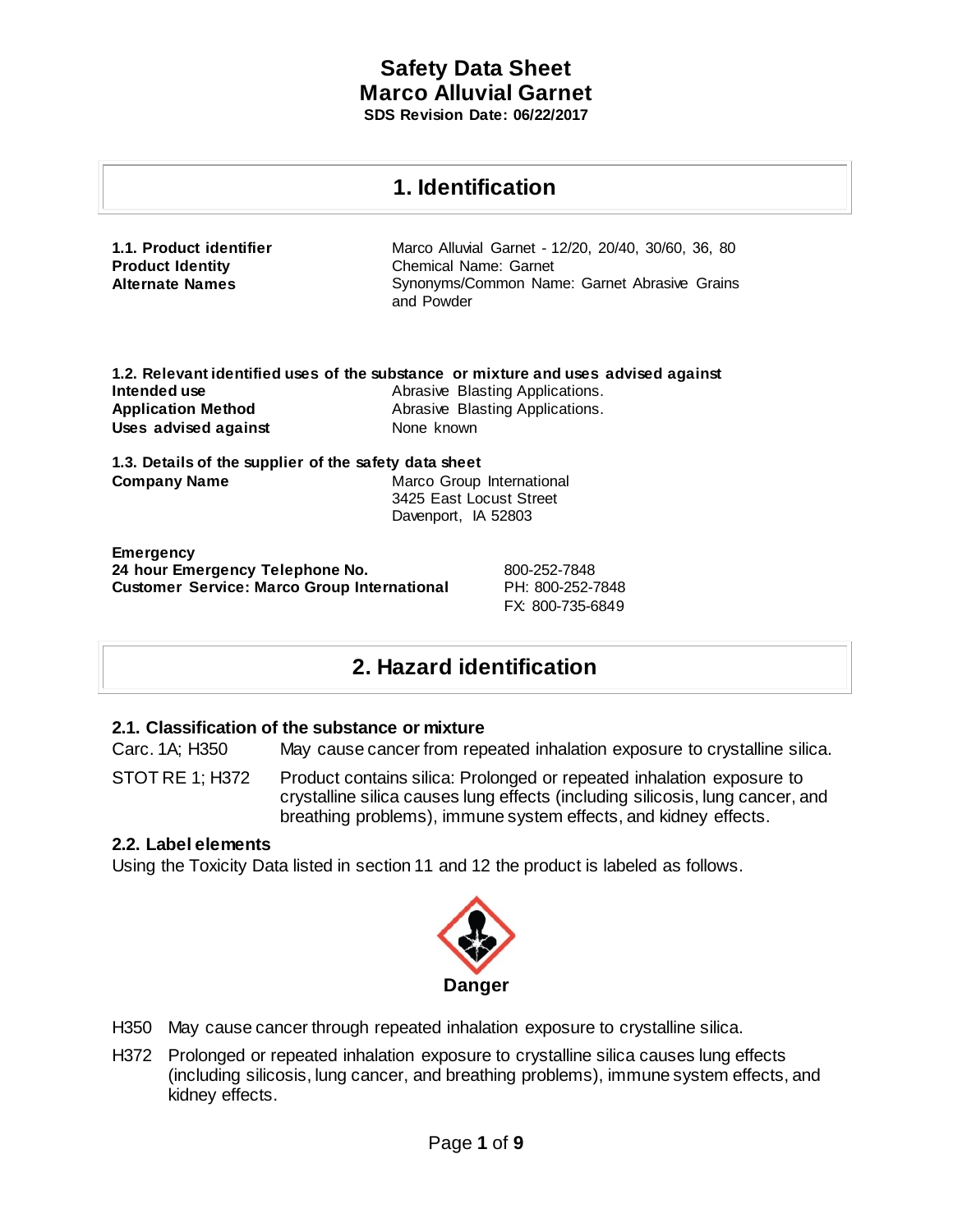# Safety Data Sheet
# Marco Alluvial Garnet
**SDS Revision Date: 06/22/2017**

## 1. Identification

**1.1. Product identifier** Marco Alluvial Garnet - 12/20, 20/40, 30/60, 36, 80

**Product Identity** Chemical Name: Garnet

**Alternate Names** Synonyms/Common Name: Garnet Abrasive Grains and Powder

**1.2. Relevant identified uses of the substance or mixture and uses advised against**

**Intended use** Abrasive Blasting Applications.

**Application Method** Abrasive Blasting Applications.

**Uses advised against** None known

**1.3. Details of the supplier of the safety data sheet**

**Company Name** Marco Group International
3425 East Locust Street
Davenport, IA 52803

**Emergency**

**24 hour Emergency Telephone No.** 800-252-7848

**Customer Service: Marco Group International** PH: 800-252-7848
FX: 800-735-6849

## 2. Hazard identification

### 2.1. Classification of the substance or mixture

Carc. 1A; H350 May cause cancer from repeated inhalation exposure to crystalline silica.

STOT RE 1; H372 Product contains silica: Prolonged or repeated inhalation exposure to crystalline silica causes lung effects (including silicosis, lung cancer, and breathing problems), immune system effects, and kidney effects.

### 2.2. Label elements

Using the Toxicity Data listed in section 11 and 12 the product is labeled as follows.

**Danger**

H350 May cause cancer through repeated inhalation exposure to crystalline silica.

H372 Prolonged or repeated inhalation exposure to crystalline silica causes lung effects (including silicosis, lung cancer, and breathing problems), immune system effects, and kidney effects.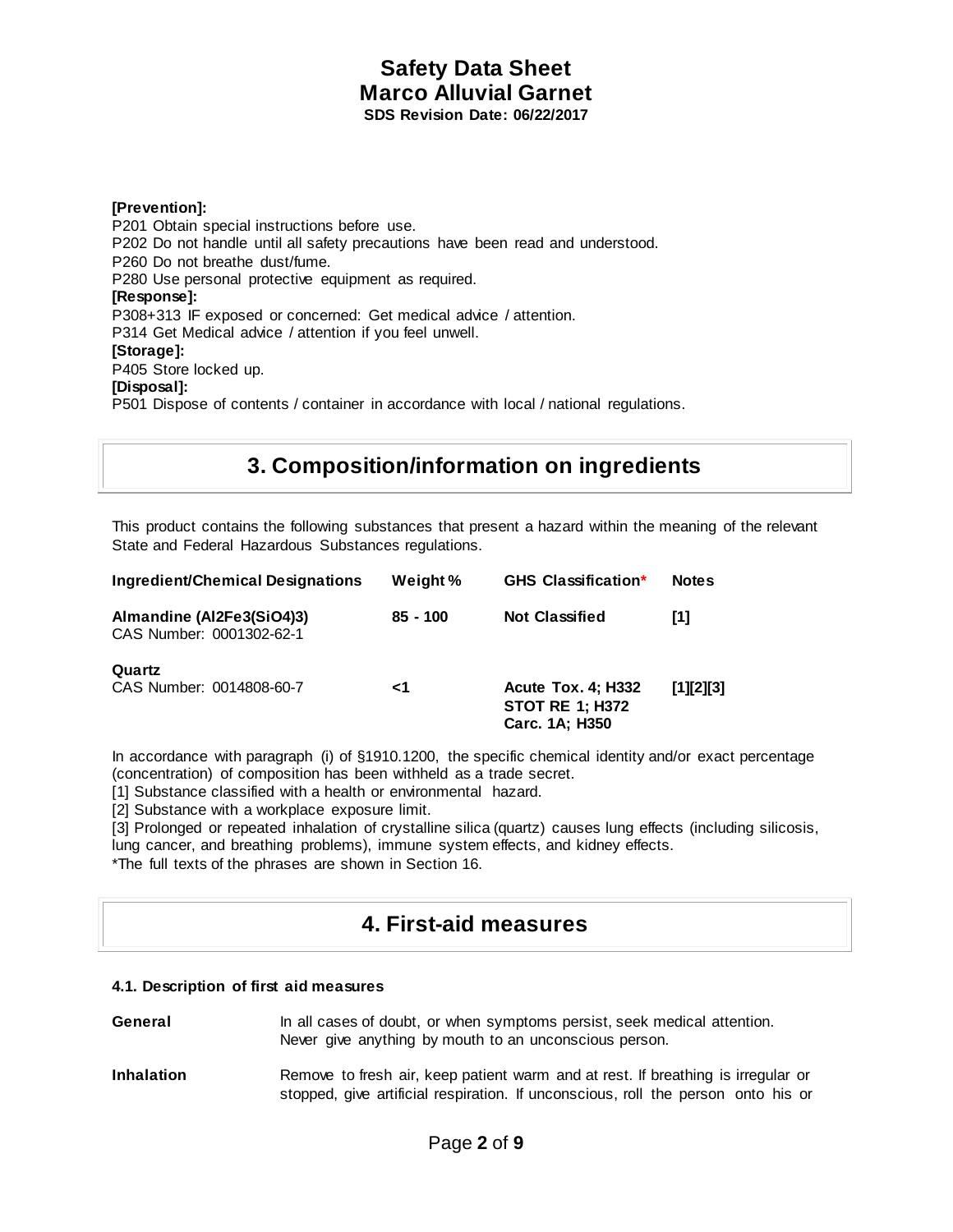**[Prevention]:**

P201 Obtain special instructions before use.
P202 Do not handle until all safety precautions have been read and understood.
P260 Do not breathe dust/fume.
P280 Use personal protective equipment as required.

**[Response]:**

P308+313 IF exposed or concerned: Get medical advice / attention.
P314 Get Medical advice / attention if you feel unwell.

**[Storage]:**

P405 Store locked up.

**[Disposal]:**

P501 Dispose of contents / container in accordance with local / national regulations.

# 3. Composition/information on ingredients

This product contains the following substances that present a hazard within the meaning of the relevant State and Federal Hazardous Substances regulations.

| Ingredient/Chemical Designations | Weight % | GHS Classification* | Notes |
|---|---|---|---|
| **Almandine ($Al_2Fe_3(SiO_4)_3$)** CAS Number: 0001302-62-1 | **85 - 100** | **Not Classified** | **[1]** |
| **Quartz** CAS Number: 0014808-60-7 | **<1** | **Acute Tox. 4; H332 STOT RE 1; H372 Carc. 1A; H350** | **[1][2][3]** |

In accordance with paragraph (i) of §1910.1200, the specific chemical identity and/or exact percentage (concentration) of composition has been withheld as a trade secret.

[1] Substance classified with a health or environmental hazard.
[2] Substance with a workplace exposure limit.
[3] Prolonged or repeated inhalation of crystalline silica (quartz) causes lung effects (including silicosis, lung cancer, and breathing problems), immune system effects, and kidney effects.
*The full texts of the phrases are shown in Section 16.

# 4. First-aid measures

### 4.1. Description of first aid measures

**General** In all cases of doubt, or when symptoms persist, seek medical attention. Never give anything by mouth to an unconscious person.

**Inhalation** Remove to fresh air, keep patient warm and at rest. If breathing is irregular or stopped, give artificial respiration. If unconscious, roll the person onto his or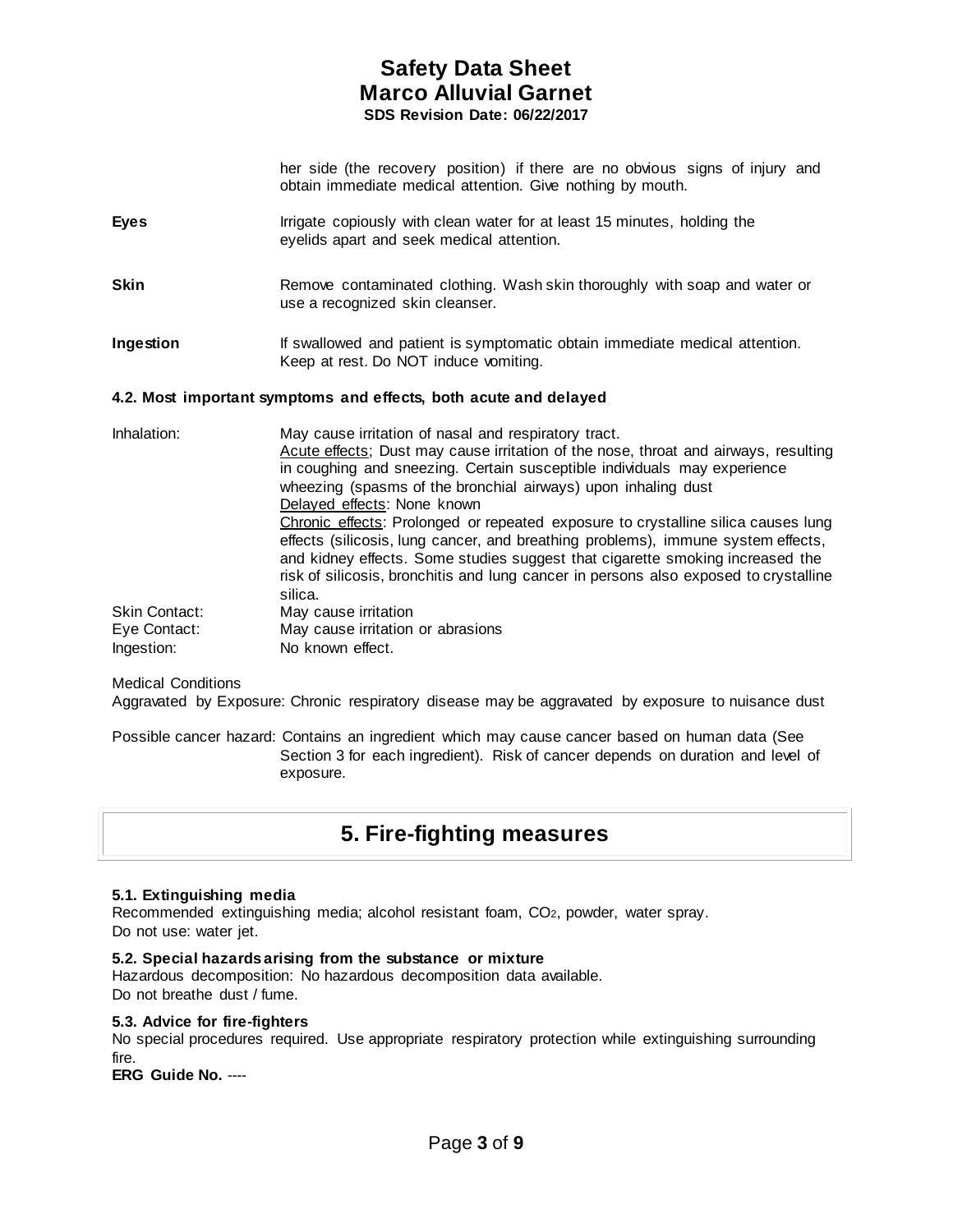her side (the recovery position) if there are no obvious signs of injury and obtain immediate medical attention. Give nothing by mouth.

**Eyes** Irrigate copiously with clean water for at least 15 minutes, holding the eyelids apart and seek medical attention.

**Skin** Remove contaminated clothing. Wash skin thoroughly with soap and water or use a recognized skin cleanser.

**Ingestion** If swallowed and patient is symptomatic obtain immediate medical attention. Keep at rest. Do NOT induce vomiting.

### 4.2. Most important symptoms and effects, both acute and delayed

Inhalation: May cause irritation of nasal and respiratory tract.
Acute effects; Dust may cause irritation of the nose, throat and airways, resulting in coughing and sneezing. Certain susceptible individuals may experience wheezing (spasms of the bronchial airways) upon inhaling dust
Delayed effects: None known
Chronic effects: Prolonged or repeated exposure to crystalline silica causes lung effects (silicosis, lung cancer, and breathing problems), immune system effects, and kidney effects. Some studies suggest that cigarette smoking increased the risk of silicosis, bronchitis and lung cancer in persons also exposed to crystalline silica.

Skin Contact: May cause irritation

Eye Contact: May cause irritation or abrasions

Ingestion: No known effect.

Medical Conditions
Aggravated by Exposure: Chronic respiratory disease may be aggravated by exposure to nuisance dust

Possible cancer hazard: Contains an ingredient which may cause cancer based on human data (See Section 3 for each ingredient). Risk of cancer depends on duration and level of exposure.

## 5. Fire-fighting measures

### 5.1. Extinguishing media

Recommended extinguishing media; alcohol resistant foam, $CO_2$, powder, water spray.
Do not use: water jet.

### 5.2. Special hazards arising from the substance or mixture

Hazardous decomposition: No hazardous decomposition data available.
Do not breathe dust / fume.

### 5.3. Advice for fire-fighters

No special procedures required. Use appropriate respiratory protection while extinguishing surrounding fire.

**ERG Guide No.** ----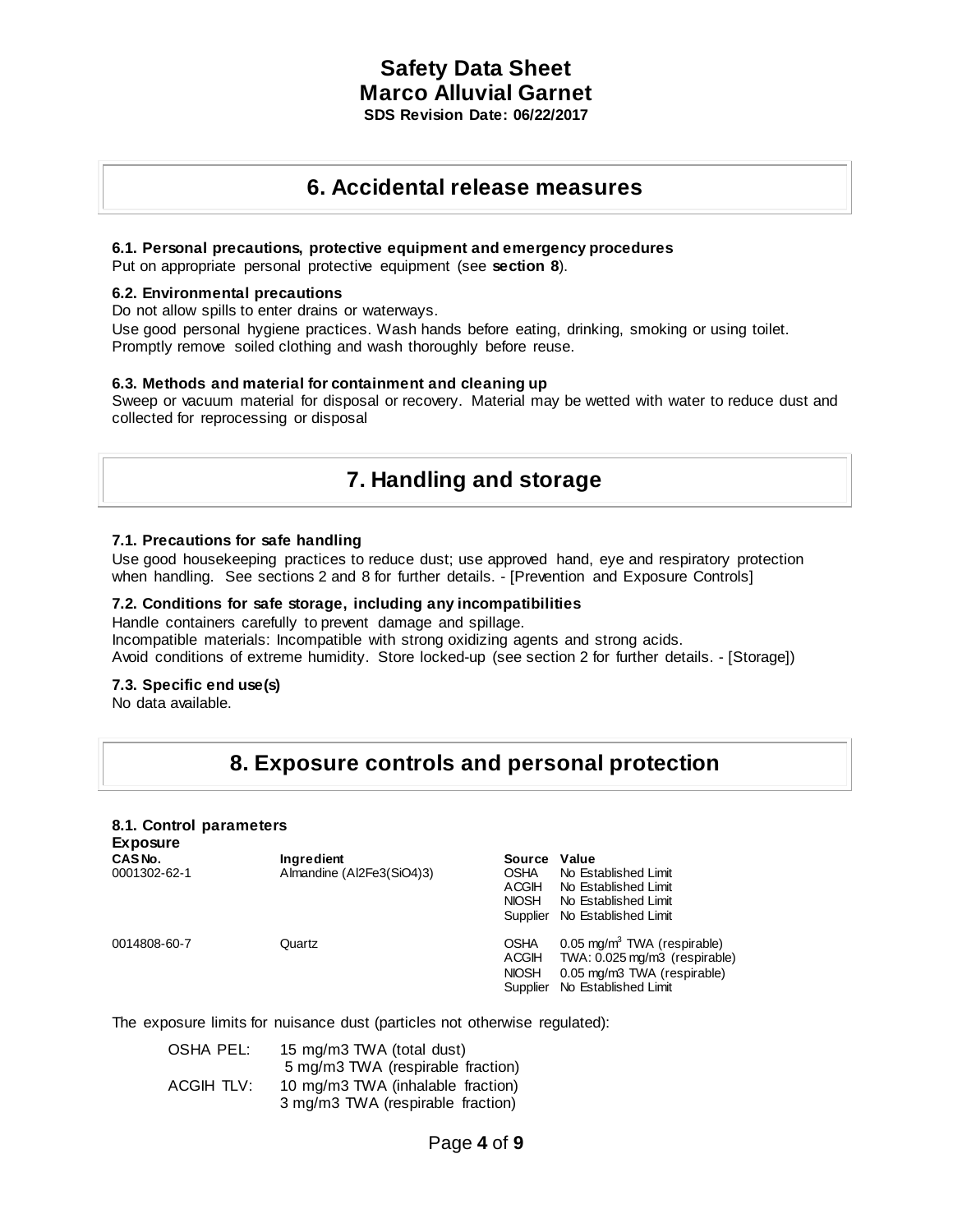## 6. Accidental release measures

### 6.1. Personal precautions, protective equipment and emergency procedures

Put on appropriate personal protective equipment (see **section 8**).

### 6.2. Environmental precautions

Do not allow spills to enter drains or waterways.

Use good personal hygiene practices. Wash hands before eating, drinking, smoking or using toilet. Promptly remove soiled clothing and wash thoroughly before reuse.

### 6.3. Methods and material for containment and cleaning up

Sweep or vacuum material for disposal or recovery. Material may be wetted with water to reduce dust and collected for reprocessing or disposal

## 7. Handling and storage

### 7.1. Precautions for safe handling

Use good housekeeping practices to reduce dust; use approved hand, eye and respiratory protection when handling. See sections 2 and 8 for further details. - [Prevention and Exposure Controls]

### 7.2. Conditions for safe storage, including any incompatibilities

Handle containers carefully to prevent damage and spillage.

Incompatible materials: Incompatible with strong oxidizing agents and strong acids.

Avoid conditions of extreme humidity. Store locked-up (see section 2 for further details. - [Storage])

### 7.3. Specific end use(s)

No data available.

## 8. Exposure controls and personal protection

### 8.1. Control parameters

**Exposure**

| CAS No. | Ingredient | Source | Value |
|---|---|---|---|
| 0001302-62-1 | Almandine ($Al_2Fe_3(SiO_4)_3$) | OSHA | No Established Limit |
| | | ACGIH | No Established Limit |
| | | NIOSH | No Established Limit |
| | | Supplier | No Established Limit |
| 0014808-60-7 | Quartz | OSHA | 0.05 mg/m$^3$ TWA (respirable) |
| | | ACGIH | TWA: 0.025 mg/m3 (respirable) |
| | | NIOSH | 0.05 mg/m3 TWA (respirable) |
| | | Supplier | No Established Limit |

The exposure limits for nuisance dust (particles not otherwise regulated):

| | |
|---|---|
| OSHA PEL: | 15 mg/m3 TWA (total dust) |
| | 5 mg/m3 TWA (respirable fraction) |
| ACGIH TLV: | 10 mg/m3 TWA (inhalable fraction) |
| | 3 mg/m3 TWA (respirable fraction) |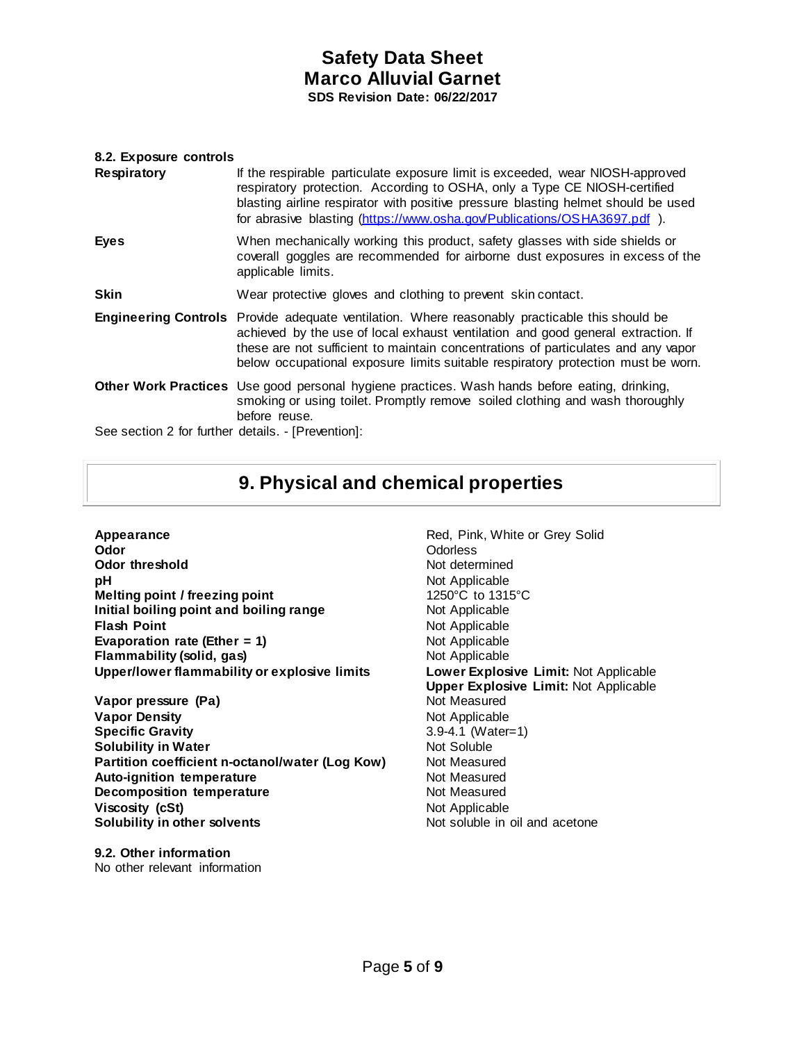#### 8.2. Exposure controls

| | |
|---|---|
| **Respiratory** | If the respirable particulate exposure limit is exceeded, wear NIOSH-approved respiratory protection. According to OSHA, only a Type CE NIOSH-certified blasting airline respirator with positive pressure blasting helmet should be used for abrasive blasting (https://www.osha.gov/Publications/OSHA3697.pdf ). |
| **Eyes** | When mechanically working this product, safety glasses with side shields or coverall goggles are recommended for airborne dust exposures in excess of the applicable limits. |
| **Skin** | Wear protective gloves and clothing to prevent skin contact. |
| **Engineering Controls** | Provide adequate ventilation. Where reasonably practicable this should be achieved by the use of local exhaust ventilation and good general extraction. If these are not sufficient to maintain concentrations of particulates and any vapor below occupational exposure limits suitable respiratory protection must be worn. |
| **Other Work Practices** | Use good personal hygiene practices. Wash hands before eating, drinking, smoking or using toilet. Promptly remove soiled clothing and wash thoroughly before reuse. |

See section 2 for further details. - [Prevention]:

## 9. Physical and chemical properties

| | |
|---|---|
| **Appearance** | Red, Pink, White or Grey Solid |
| **Odor** | Odorless |
| **Odor threshold** | Not determined |
| **pH** | Not Applicable |
| **Melting point / freezing point** | 1250°C to 1315°C |
| **Initial boiling point and boiling range** | Not Applicable |
| **Flash Point** | Not Applicable |
| **Evaporation rate (Ether = 1)** | Not Applicable |
| **Flammability (solid, gas)** | Not Applicable |
| **Upper/lower flammability or explosive limits** | **Lower Explosive Limit:** Not Applicable<br>**Upper Explosive Limit:** Not Applicable |
| **Vapor pressure (Pa)** | Not Measured |
| **Vapor Density** | Not Applicable |
| **Specific Gravity** | 3.9-4.1 (Water=1) |
| **Solubility in Water** | Not Soluble |
| **Partition coefficient n-octanol/water (Log Kow)** | Not Measured |
| **Auto-ignition temperature** | Not Measured |
| **Decomposition temperature** | Not Measured |
| **Viscosity (cSt)** | Not Applicable |
| **Solubility in other solvents** | Not soluble in oil and acetone |

#### 9.2. Other information

No other relevant information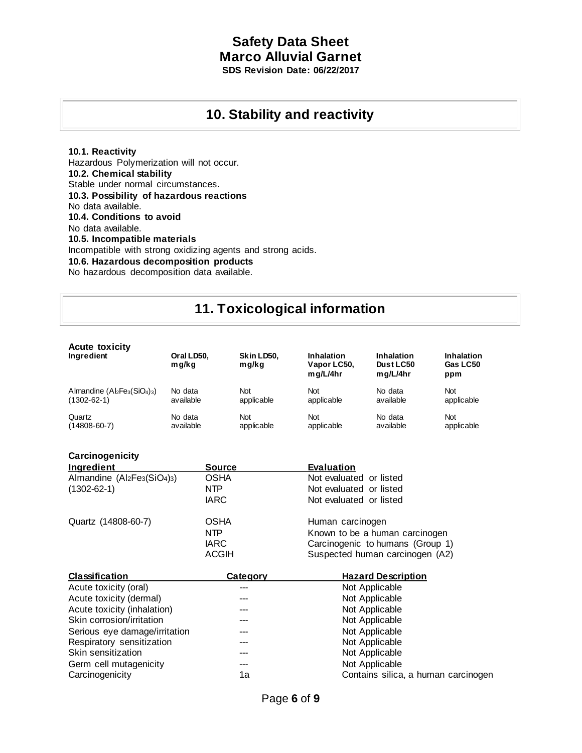## 10. Stability and reactivity

**10.1. Reactivity**
Hazardous Polymerization will not occur.
**10.2. Chemical stability**
Stable under normal circumstances.
**10.3. Possibility of hazardous reactions**
No data available.
**10.4. Conditions to avoid**
No data available.
**10.5. Incompatible materials**
Incompatible with strong oxidizing agents and strong acids.
**10.6. Hazardous decomposition products**
No hazardous decomposition data available.

## 11. Toxicological information

**Acute toxicity**

| Ingredient | Oral LD50, mg/kg | Skin LD50, mg/kg | Inhalation Vapor LC50, mg/L/4hr | Inhalation Dust LC50 mg/L/4hr | Inhalation Gas LC50 ppm |
|---|---|---|---|---|---|
| Almandine ($Al_2Fe_3(SiO_4)_3$) (1302-62-1) | No data available | Not applicable | Not applicable | No data available | Not applicable |
| Quartz (14808-60-7) | No data available | Not applicable | Not applicable | No data available | Not applicable |

**Carcinogenicity**

| Ingredient | Source | Evaluation |
|---|---|---|
| Almandine ($Al_2Fe_3(SiO_4)_3$) (1302-62-1) | OSHA | Not evaluated or listed |
| | NTP | Not evaluated or listed |
| | IARC | Not evaluated or listed |
| Quartz (14808-60-7) | OSHA | Human carcinogen |
| | NTP | Known to be a human carcinogen |
| | IARC | Carcinogenic to humans (Group 1) |
| | ACGIH | Suspected human carcinogen (A2) |

| Classification | Category | Hazard Description |
|---|---|---|
| Acute toxicity (oral) | --- | Not Applicable |
| Acute toxicity (dermal) | --- | Not Applicable |
| Acute toxicity (inhalation) | --- | Not Applicable |
| Skin corrosion/irritation | --- | Not Applicable |
| Serious eye damage/irritation | --- | Not Applicable |
| Respiratory sensitization | --- | Not Applicable |
| Skin sensitization | --- | Not Applicable |
| Germ cell mutagenicity | --- | Not Applicable |
| Carcinogenicity | 1a | Contains silica, a human carcinogen |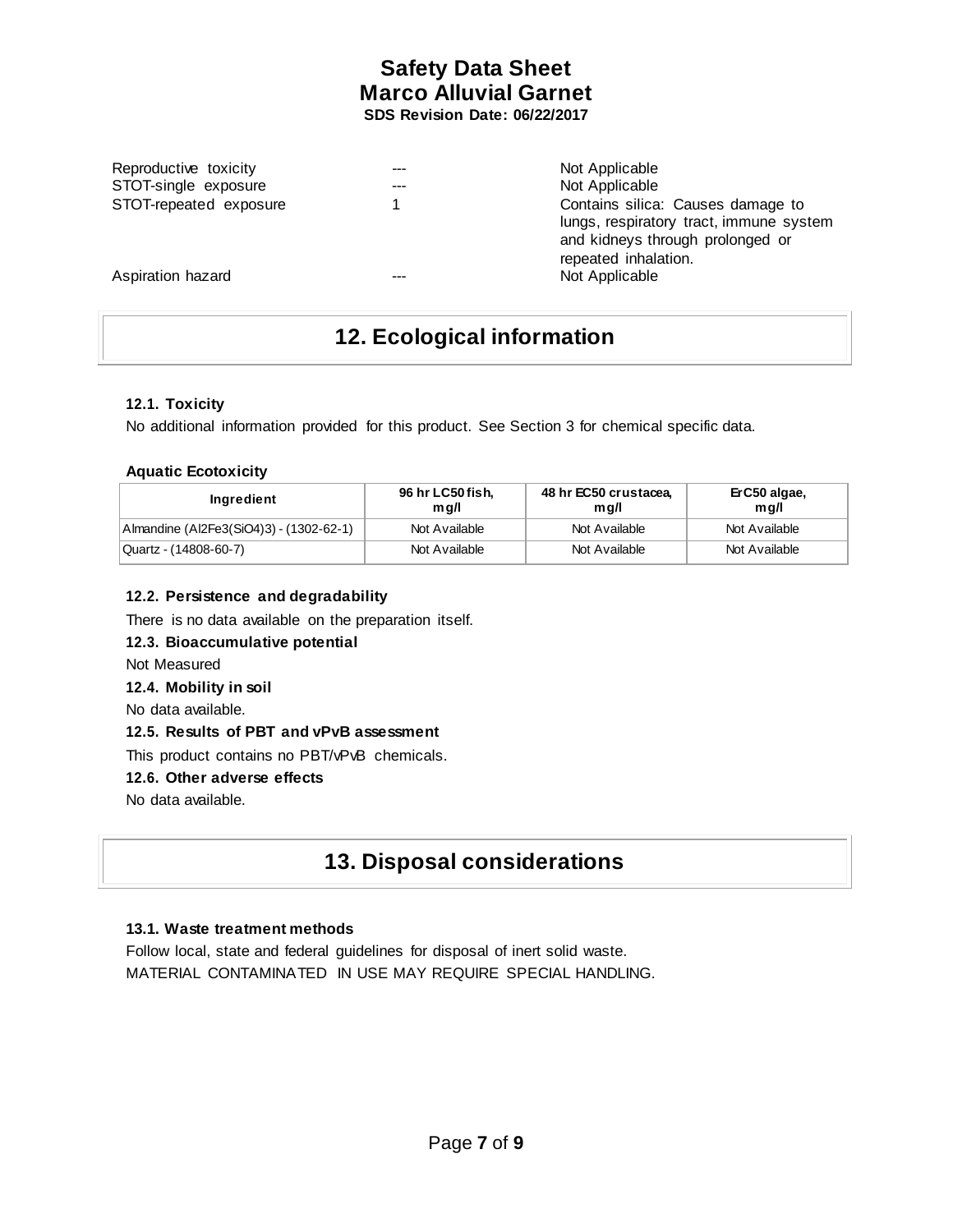| | | |
|---|---|---|
| Reproductive toxicity | --- | Not Applicable |
| STOT-single exposure | --- | Not Applicable |
| STOT-repeated exposure | 1 | Contains silica: Causes damage to lungs, respiratory tract, immune system and kidneys through prolonged or repeated inhalation. |
| Aspiration hazard | --- | Not Applicable |

# 12. Ecological information

### 12.1. Toxicity

No additional information provided for this product. See Section 3 for chemical specific data.

**Aquatic Ecotoxicity**

| Ingredient | 96 hr LC50 fish, mg/l | 48 hr EC50 crustacea, mg/l | ErC50 algae, mg/l |
|---|---|---|---|
| Almandine ($Al_2Fe_3(SiO_4)_3$) - (1302-62-1) | Not Available | Not Available | Not Available |
| Quartz - (14808-60-7) | Not Available | Not Available | Not Available |

### 12.2. Persistence and degradability

There is no data available on the preparation itself.

### 12.3. Bioaccumulative potential

Not Measured

### 12.4. Mobility in soil

No data available.

### 12.5. Results of PBT and vPvB assessment

This product contains no PBT/vPvB chemicals.

### 12.6. Other adverse effects

No data available.

# 13. Disposal considerations

### 13.1. Waste treatment methods

Follow local, state and federal guidelines for disposal of inert solid waste.
MATERIAL CONTAMINATED IN USE MAY REQUIRE SPECIAL HANDLING.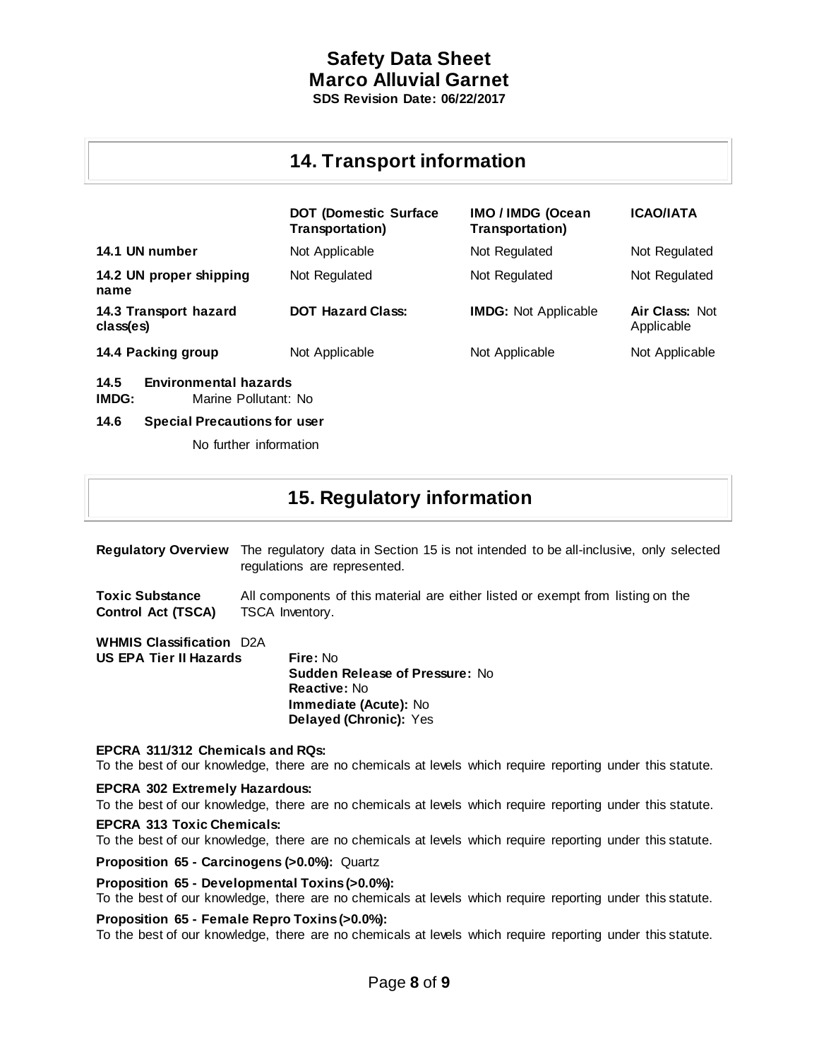## 14. Transport information

| | DOT (Domestic Surface Transportation) | IMO / IMDG (Ocean Transportation) | ICAO/IATA |
|---|---|---|---|
| **14.1 UN number** | Not Applicable | Not Regulated | Not Regulated |
| **14.2 UN proper shipping name** | Not Regulated | Not Regulated | Not Regulated |
| **14.3 Transport hazard class(es)** | **DOT Hazard Class:** | **IMDG:** Not Applicable | **Air Class:** Not Applicable |
| **14.4 Packing group** | Not Applicable | Not Applicable | Not Applicable |

**14.5 Environmental hazards**

**IMDG:** Marine Pollutant: No

**14.6 Special Precautions for user**

No further information

## 15. Regulatory information

**Regulatory Overview** The regulatory data in Section 15 is not intended to be all-inclusive, only selected regulations are represented.

**Toxic Substance Control Act (TSCA)** All components of this material are either listed or exempt from listing on the TSCA Inventory.

**WHMIS Classification** D2A

**US EPA Tier II Hazards**

- **Fire:** No
- **Sudden Release of Pressure:** No
- **Reactive:** No
- **Immediate (Acute):** No
- **Delayed (Chronic):** Yes

**EPCRA 311/312 Chemicals and RQs:**
To the best of our knowledge, there are no chemicals at levels which require reporting under this statute.

**EPCRA 302 Extremely Hazardous:**
To the best of our knowledge, there are no chemicals at levels which require reporting under this statute.

**EPCRA 313 Toxic Chemicals:**
To the best of our knowledge, there are no chemicals at levels which require reporting under this statute.

**Proposition 65 - Carcinogens (>0.0%):** Quartz

**Proposition 65 - Developmental Toxins (>0.0%):**
To the best of our knowledge, there are no chemicals at levels which require reporting under this statute.

**Proposition 65 - Female Repro Toxins (>0.0%):**
To the best of our knowledge, there are no chemicals at levels which require reporting under this statute.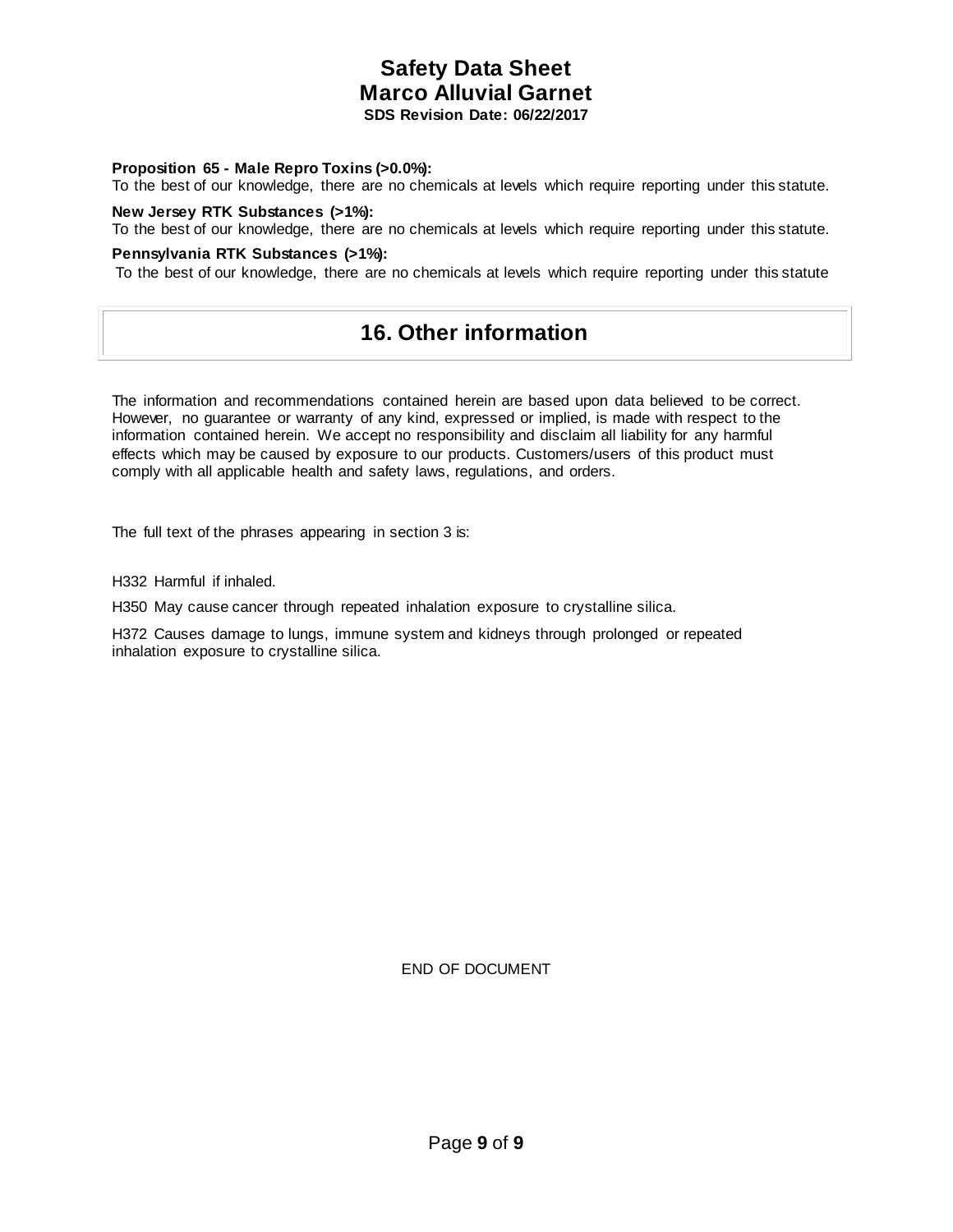**Proposition 65 - Male Repro Toxins (>0.0%):**
To the best of our knowledge, there are no chemicals at levels which require reporting under this statute.

**New Jersey RTK Substances (>1%):**
To the best of our knowledge, there are no chemicals at levels which require reporting under this statute.

**Pennsylvania RTK Substances (>1%):**
To the best of our knowledge, there are no chemicals at levels which require reporting under this statute

## 16. Other information

The information and recommendations contained herein are based upon data believed to be correct. However, no guarantee or warranty of any kind, expressed or implied, is made with respect to the information contained herein. We accept no responsibility and disclaim all liability for any harmful effects which may be caused by exposure to our products. Customers/users of this product must comply with all applicable health and safety laws, regulations, and orders.

The full text of the phrases appearing in section 3 is:

H332 Harmful if inhaled.

H350 May cause cancer through repeated inhalation exposure to crystalline silica.

H372 Causes damage to lungs, immune system and kidneys through prolonged or repeated inhalation exposure to crystalline silica.

END OF DOCUMENT